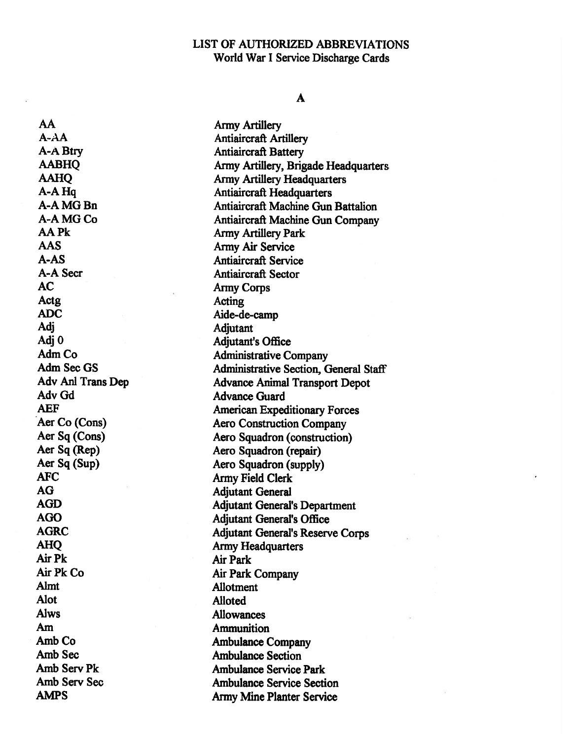# LIST OF AUTHORIZED ABBREVIATIONS
## World War I Service Discharge Cards

### A

| | |
|---|---|
| AA | Army Artillery |
| A-AA | Antiaircraft Artillery |
| A-A Btry | Antiaircraft Battery |
| AABHQ | Army Artillery, Brigade Headquarters |
| AAHQ | Army Artillery Headquarters |
| A-A Hq | Antiaircraft Headquarters |
| A-A MG Bn | Antiaircraft Machine Gun Battalion |
| A-A MG Co | Antiaircraft Machine Gun Company |
| AA Pk | Army Artillery Park |
| AAS | Army Air Service |
| A-AS | Antiaircraft Service |
| A-A Secr | Antiaircraft Sector |
| AC | Army Corps |
| Actg | Acting |
| ADC | Aide-de-camp |
| Adj | Adjutant |
| Adj 0 | Adjutant's Office |
| Adm Co | Administrative Company |
| Adm Sec GS | Administrative Section, General Staff |
| Adv Anl Trans Dep | Advance Animal Transport Depot |
| Adv Gd | Advance Guard |
| AEF | American Expeditionary Forces |
| Aer Co (Cons) | Aero Construction Company |
| Aer Sq (Cons) | Aero Squadron (construction) |
| Aer Sq (Rep) | Aero Squadron (repair) |
| Aer Sq (Sup) | Aero Squadron (supply) |
| AFC | Army Field Clerk |
| AG | Adjutant General |
| AGD | Adjutant General's Department |
| AGO | Adjutant General's Office |
| AGRC | Adjutant General's Reserve Corps |
| AHQ | Army Headquarters |
| Air Pk | Air Park |
| Air Pk Co | Air Park Company |
| Almt | Allotment |
| Alot | Alloted |
| Alws | Allowances |
| Am | Ammunition |
| Amb Co | Ambulance Company |
| Amb Sec | Ambulance Section |
| Amb Serv Pk | Ambulance Service Park |
| Amb Serv Sec | Ambulance Service Section |
| AMPS | Army Mine Planter Service |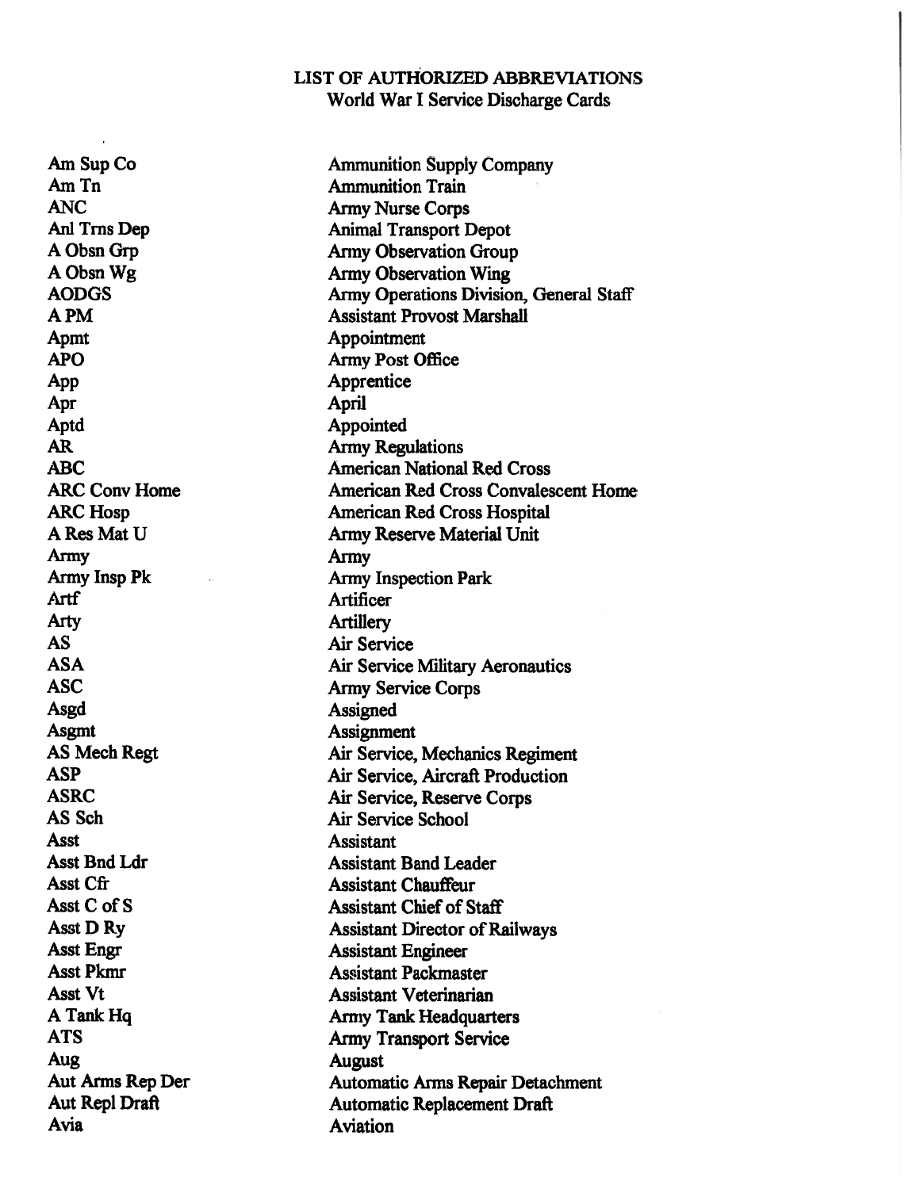# LIST OF AUTHORIZED ABBREVIATIONS
## World War I Service Discharge Cards

| Abbreviation | Meaning |
|---|---|
| Am Sup Co | Ammunition Supply Company |
| Am Tn | Ammunition Train |
| ANC | Army Nurse Corps |
| Anl Trns Dep | Animal Transport Depot |
| A Obsn Grp | Army Observation Group |
| A Obsn Wg | Army Observation Wing |
| AODGS | Army Operations Division, General Staff |
| A PM | Assistant Provost Marshall |
| Apmt | Appointment |
| APO | Army Post Office |
| App | Apprentice |
| Apr | April |
| Aptd | Appointed |
| AR | Army Regulations |
| ABC | American National Red Cross |
| ARC Conv Home | American Red Cross Convalescent Home |
| ARC Hosp | American Red Cross Hospital |
| A Res Mat U | Army Reserve Material Unit |
| Army | Army |
| Army Insp Pk | Army Inspection Park |
| Artf | Artificer |
| Arty | Artillery |
| AS | Air Service |
| ASA | Air Service Military Aeronautics |
| ASC | Army Service Corps |
| Asgd | Assigned |
| Asgmt | Assignment |
| AS Mech Regt | Air Service, Mechanics Regiment |
| ASP | Air Service, Aircraft Production |
| ASRC | Air Service, Reserve Corps |
| AS Sch | Air Service School |
| Asst | Assistant |
| Asst Bnd Ldr | Assistant Band Leader |
| Asst Cfr | Assistant Chauffeur |
| Asst C of S | Assistant Chief of Staff |
| Asst D Ry | Assistant Director of Railways |
| Asst Engr | Assistant Engineer |
| Asst Pkmr | Assistant Packmaster |
| Asst Vt | Assistant Veterinarian |
| A Tank Hq | Army Tank Headquarters |
| ATS | Army Transport Service |
| Aug | August |
| Aut Arms Rep Der | Automatic Arms Repair Detachment |
| Aut Repl Draft | Automatic Replacement Draft |
| Avia | Aviation |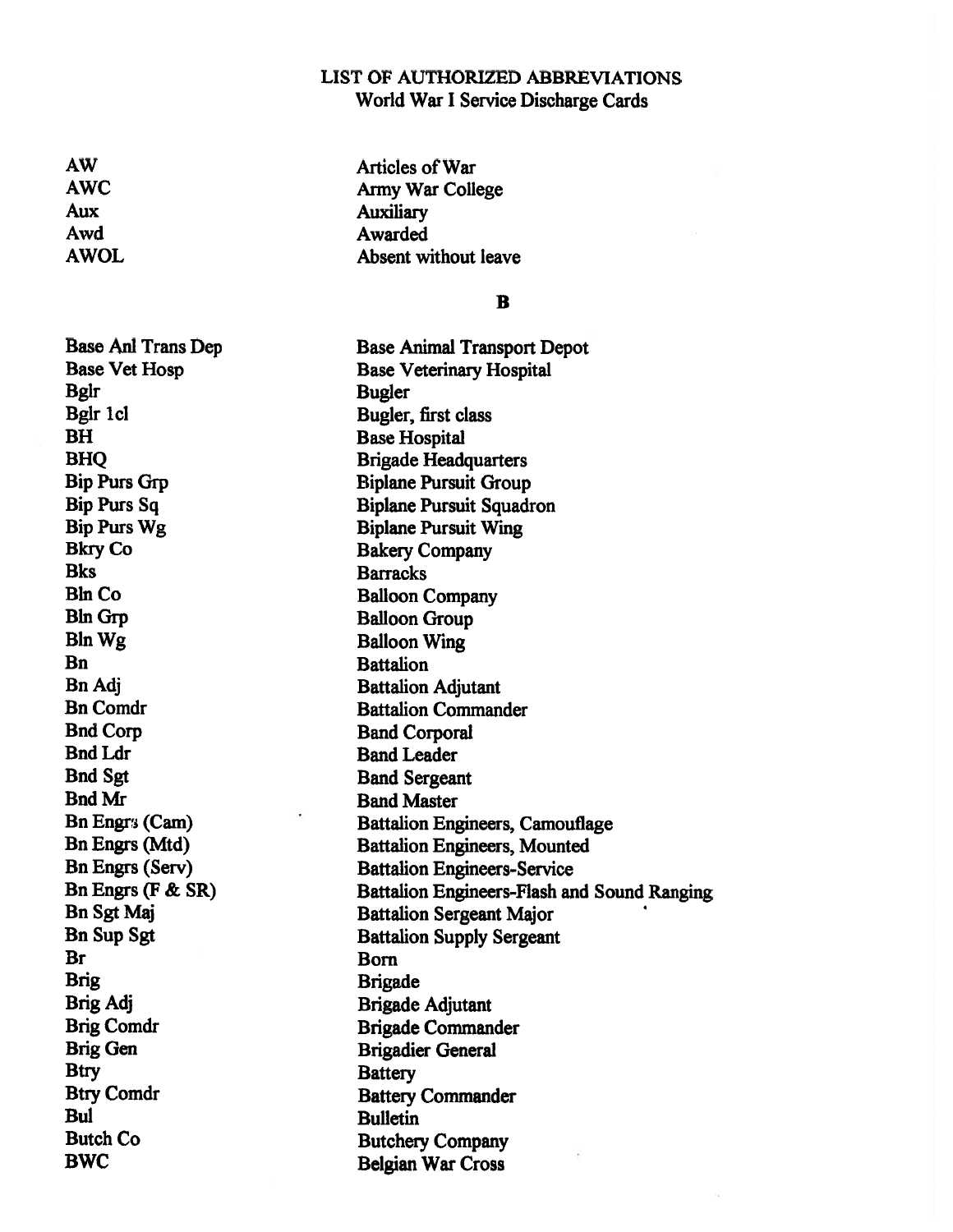# LIST OF AUTHORIZED ABBREVIATIONS
## World War I Service Discharge Cards

| | |
|---|---|
| AW | Articles of War |
| AWC | Army War College |
| Aux | Auxiliary |
| Awd | Awarded |
| AWOL | Absent without leave |

### B

| | |
|---|---|
| Base Anl Trans Dep | Base Animal Transport Depot |
| Base Vet Hosp | Base Veterinary Hospital |
| Bglr | Bugler |
| Bglr 1cl | Bugler, first class |
| BH | Base Hospital |
| BHQ | Brigade Headquarters |
| Bip Purs Grp | Biplane Pursuit Group |
| Bip Purs Sq | Biplane Pursuit Squadron |
| Bip Purs Wg | Biplane Pursuit Wing |
| Bkry Co | Bakery Company |
| Bks | Barracks |
| Bln Co | Balloon Company |
| Bln Grp | Balloon Group |
| Bln Wg | Balloon Wing |
| Bn | Battalion |
| Bn Adj | Battalion Adjutant |
| Bn Comdr | Battalion Commander |
| Bnd Corp | Band Corporal |
| Bnd Ldr | Band Leader |
| Bnd Sgt | Band Sergeant |
| Bnd Mr | Band Master |
| Bn Engrs (Cam) | Battalion Engineers, Camouflage |
| Bn Engrs (Mtd) | Battalion Engineers, Mounted |
| Bn Engrs (Serv) | Battalion Engineers-Service |
| Bn Engrs (F & SR) | Battalion Engineers-Flash and Sound Ranging |
| Bn Sgt Maj | Battalion Sergeant Major |
| Bn Sup Sgt | Battalion Supply Sergeant |
| Br | Born |
| Brig | Brigade |
| Brig Adj | Brigade Adjutant |
| Brig Comdr | Brigade Commander |
| Brig Gen | Brigadier General |
| Btry | Battery |
| Btry Comdr | Battery Commander |
| Bul | Bulletin |
| Butch Co | Butchery Company |
| BWC | Belgian War Cross |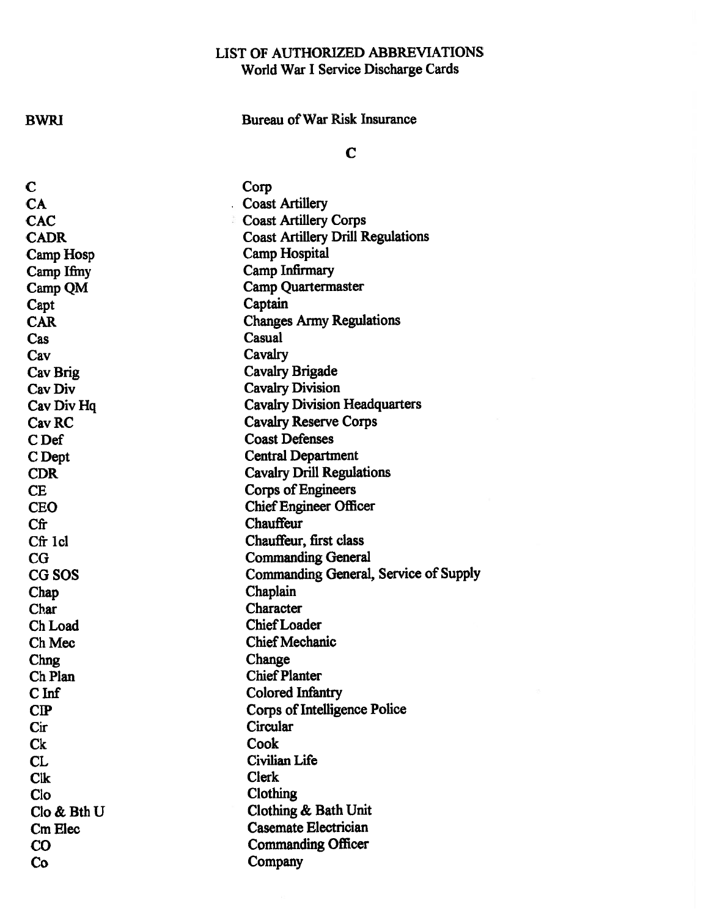# LIST OF AUTHORIZED ABBREVIATIONS
World War I Service Discharge Cards

| | |
|---|---|
| BWRI | Bureau of War Risk Insurance |

## C

| | |
|---|---|
| C | Corp |
| CA | Coast Artillery |
| CAC | Coast Artillery Corps |
| CADR | Coast Artillery Drill Regulations |
| Camp Hosp | Camp Hospital |
| Camp Ifmy | Camp Infirmary |
| Camp QM | Camp Quartermaster |
| Capt | Captain |
| CAR | Changes Army Regulations |
| Cas | Casual |
| Cav | Cavalry |
| Cav Brig | Cavalry Brigade |
| Cav Div | Cavalry Division |
| Cav Div Hq | Cavalry Division Headquarters |
| Cav RC | Cavalry Reserve Corps |
| C Def | Coast Defenses |
| C Dept | Central Department |
| CDR | Cavalry Drill Regulations |
| CE | Corps of Engineers |
| CEO | Chief Engineer Officer |
| Cfr | Chauffeur |
| Cfr 1cl | Chauffeur, first class |
| CG | Commanding General |
| CG SOS | Commanding General, Service of Supply |
| Chap | Chaplain |
| Char | Character |
| Ch Load | Chief Loader |
| Ch Mec | Chief Mechanic |
| Chng | Change |
| Ch Plan | Chief Planter |
| C Inf | Colored Infantry |
| CIP | Corps of Intelligence Police |
| Cir | Circular |
| Ck | Cook |
| CL | Civilian Life |
| Clk | Clerk |
| Clo | Clothing |
| Clo & Bth U | Clothing & Bath Unit |
| Cm Elec | Casemate Electrician |
| CO | Commanding Officer |
| Co | Company |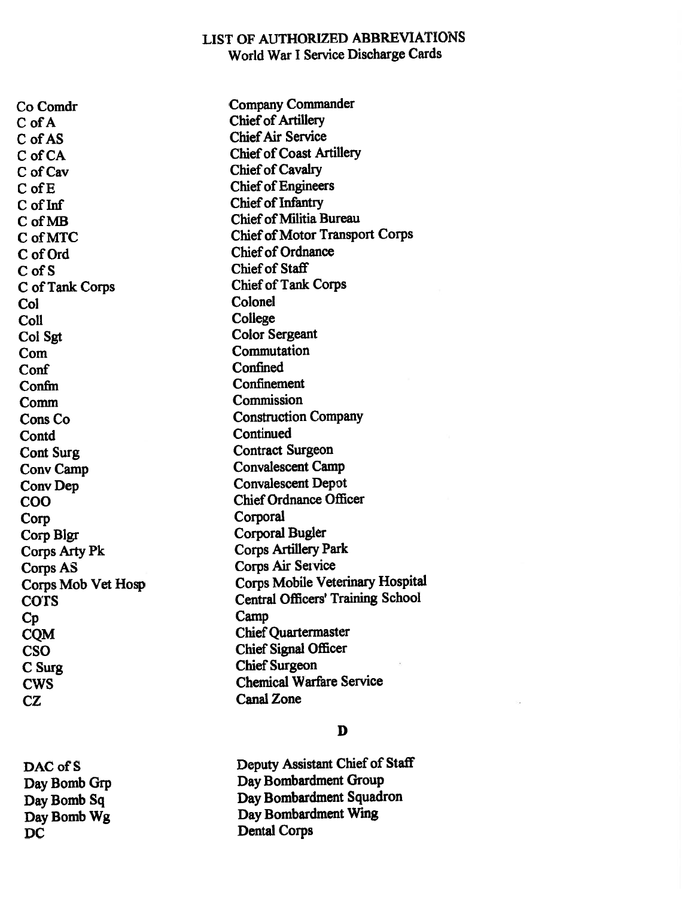# LIST OF AUTHORIZED ABBREVIATIONS
## World War I Service Discharge Cards

| | |
|---|---|
| Co Comdr | Company Commander |
| C of A | Chief of Artillery |
| C of AS | Chief Air Service |
| C of CA | Chief of Coast Artillery |
| C of Cav | Chief of Cavalry |
| C of E | Chief of Engineers |
| C of Inf | Chief of Infantry |
| C of MB | Chief of Militia Bureau |
| C of MTC | Chief of Motor Transport Corps |
| C of Ord | Chief of Ordnance |
| C of S | Chief of Staff |
| C of Tank Corps | Chief of Tank Corps |
| Col | Colonel |
| Coll | College |
| Col Sgt | Color Sergeant |
| Com | Commutation |
| Conf | Confined |
| Confm | Confinement |
| Comm | Commission |
| Cons Co | Construction Company |
| Contd | Continued |
| Cont Surg | Contract Surgeon |
| Conv Camp | Convalescent Camp |
| Conv Dep | Convalescent Depot |
| COO | Chief Ordnance Officer |
| Corp | Corporal |
| Corp Blgr | Corporal Bugler |
| Corps Arty Pk | Corps Artillery Park |
| Corps AS | Corps Air Service |
| Corps Mob Vet Hosp | Corps Mobile Veterinary Hospital |
| COTS | Central Officers' Training School |
| Cp | Camp |
| CQM | Chief Quartermaster |
| CSO | Chief Signal Officer |
| C Surg | Chief Surgeon |
| CWS | Chemical Warfare Service |
| CZ | Canal Zone |

## D

| | |
|---|---|
| DAC of S | Deputy Assistant Chief of Staff |
| Day Bomb Grp | Day Bombardment Group |
| Day Bomb Sq | Day Bombardment Squadron |
| Day Bomb Wg | Day Bombardment Wing |
| DC | Dental Corps |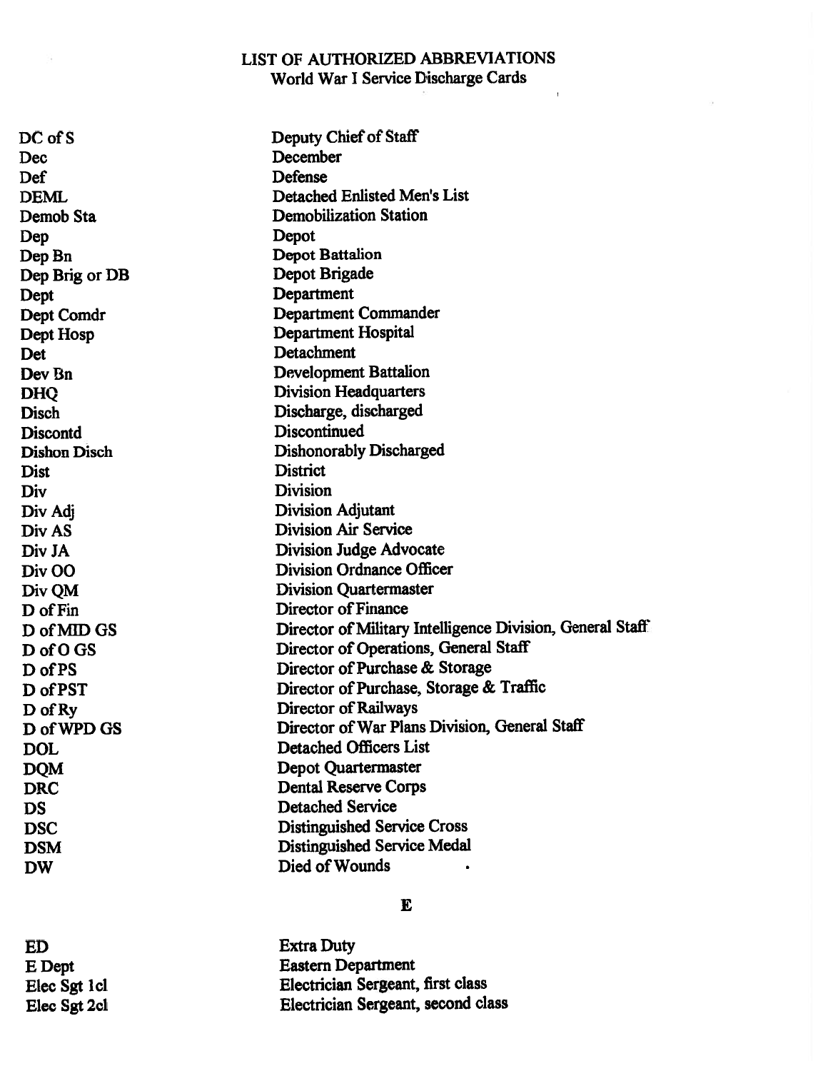## LIST OF AUTHORIZED ABBREVIATIONS
### World War I Service Discharge Cards

| | |
|---|---|
| DC of S | Deputy Chief of Staff |
| Dec | December |
| Def | Defense |
| DEML | Detached Enlisted Men's List |
| Demob Sta | Demobilization Station |
| Dep | Depot |
| Dep Bn | Depot Battalion |
| Dep Brig or DB | Depot Brigade |
| Dept | Department |
| Dept Comdr | Department Commander |
| Dept Hosp | Department Hospital |
| Det | Detachment |
| Dev Bn | Development Battalion |
| DHQ | Division Headquarters |
| Disch | Discharge, discharged |
| Discontd | Discontinued |
| Dishon Disch | Dishonorably Discharged |
| Dist | District |
| Div | Division |
| Div Adj | Division Adjutant |
| Div AS | Division Air Service |
| Div JA | Division Judge Advocate |
| Div OO | Division Ordnance Officer |
| Div QM | Division Quartermaster |
| D of Fin | Director of Finance |
| D of MID GS | Director of Military Intelligence Division, General Staff |
| D of O GS | Director of Operations, General Staff |
| D of PS | Director of Purchase & Storage |
| D of PST | Director of Purchase, Storage & Traffic |
| D of Ry | Director of Railways |
| D of WPD GS | Director of War Plans Division, General Staff |
| DOL | Detached Officers List |
| DQM | Depot Quartermaster |
| DRC | Dental Reserve Corps |
| DS | Detached Service |
| DSC | Distinguished Service Cross |
| DSM | Distinguished Service Medal |
| DW | Died of Wounds |

## E

| | |
|---|---|
| ED | Extra Duty |
| E Dept | Eastern Department |
| Elec Sgt 1cl | Electrician Sergeant, first class |
| Elec Sgt 2cl | Electrician Sergeant, second class |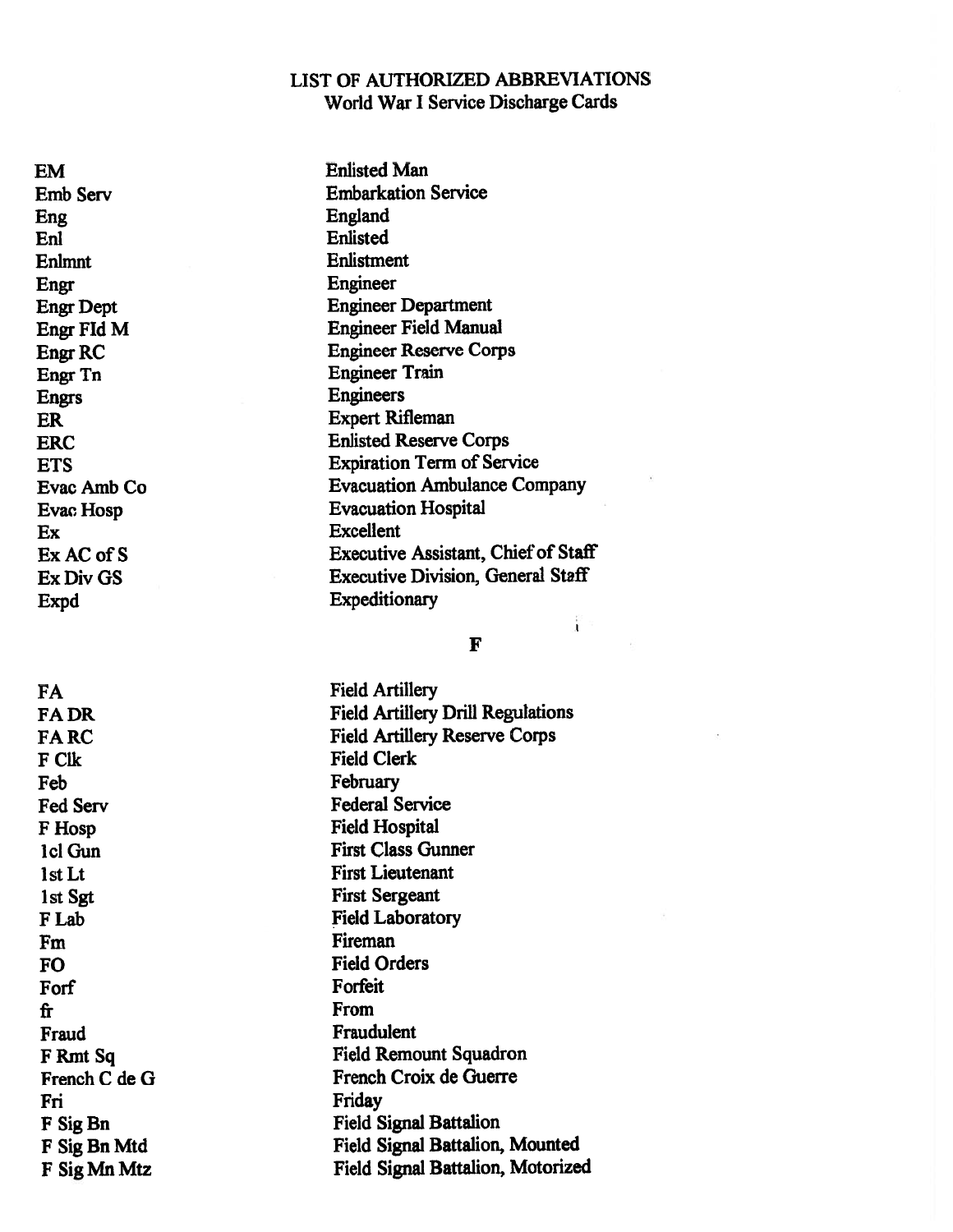# LIST OF AUTHORIZED ABBREVIATIONS
## World War I Service Discharge Cards

| | |
|---|---|
| EM | Enlisted Man |
| Emb Serv | Embarkation Service |
| Eng | England |
| Enl | Enlisted |
| Enlmnt | Enlistment |
| Engr | Engineer |
| Engr Dept | Engineer Department |
| Engr Fld M | Engineer Field Manual |
| Engr RC | Engineer Reserve Corps |
| Engr Tn | Engineer Train |
| Engrs | Engineers |
| ER | Expert Rifleman |
| ERC | Enlisted Reserve Corps |
| ETS | Expiration Term of Service |
| Evac Amb Co | Evacuation Ambulance Company |
| Evac Hosp | Evacuation Hospital |
| Ex | Excellent |
| Ex AC of S | Executive Assistant, Chief of Staff |
| Ex Div GS | Executive Division, General Staff |
| Expd | Expeditionary |

### F

| | |
|---|---|
| FA | Field Artillery |
| FA DR | Field Artillery Drill Regulations |
| FA RC | Field Artillery Reserve Corps |
| F Clk | Field Clerk |
| Feb | February |
| Fed Serv | Federal Service |
| F Hosp | Field Hospital |
| 1cl Gun | First Class Gunner |
| 1st Lt | First Lieutenant |
| 1st Sgt | First Sergeant |
| F Lab | Field Laboratory |
| Fm | Fireman |
| FO | Field Orders |
| Forf | Forfeit |
| fr | From |
| Fraud | Fraudulent |
| F Rmt Sq | Field Remount Squadron |
| French C de G | French Croix de Guerre |
| Fri | Friday |
| F Sig Bn | Field Signal Battalion |
| F Sig Bn Mtd | Field Signal Battalion, Mounted |
| F Sig Mn Mtz | Field Signal Battalion, Motorized |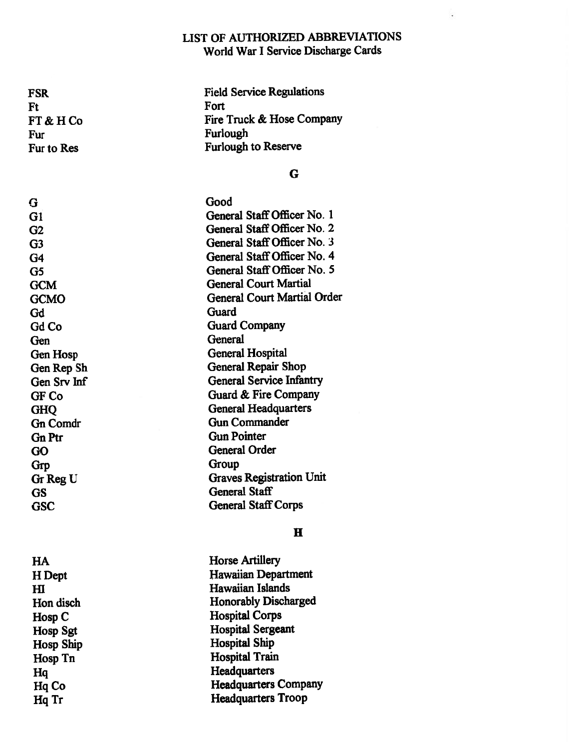# LIST OF AUTHORIZED ABBREVIATIONS
## World War I Service Discharge Cards

| | |
|---|---|
| FSR | Field Service Regulations |
| Ft | Fort |
| FT & H Co | Fire Truck & Hose Company |
| Fur | Furlough |
| Fur to Res | Furlough to Reserve |

### G

| | |
|---|---|
| G | Good |
| G1 | General Staff Officer No. 1 |
| G2 | General Staff Officer No. 2 |
| G3 | General Staff Officer No. 3 |
| G4 | General Staff Officer No. 4 |
| G5 | General Staff Officer No. 5 |
| GCM | General Court Martial |
| GCMO | General Court Martial Order |
| Gd | Guard |
| Gd Co | Guard Company |
| Gen | General |
| Gen Hosp | General Hospital |
| Gen Rep Sh | General Repair Shop |
| Gen Srv Inf | General Service Infantry |
| GF Co | Guard & Fire Company |
| GHQ | General Headquarters |
| Gn Comdr | Gun Commander |
| Gn Ptr | Gun Pointer |
| GO | General Order |
| Grp | Group |
| Gr Reg U | Graves Registration Unit |
| GS | General Staff |
| GSC | General Staff Corps |

### H

| | |
|---|---|
| HA | Horse Artillery |
| H Dept | Hawaiian Department |
| HI | Hawaiian Islands |
| Hon disch | Honorably Discharged |
| Hosp C | Hospital Corps |
| Hosp Sgt | Hospital Sergeant |
| Hosp Ship | Hospital Ship |
| Hosp Tn | Hospital Train |
| Hq | Headquarters |
| Hq Co | Headquarters Company |
| Hq Tr | Headquarters Troop |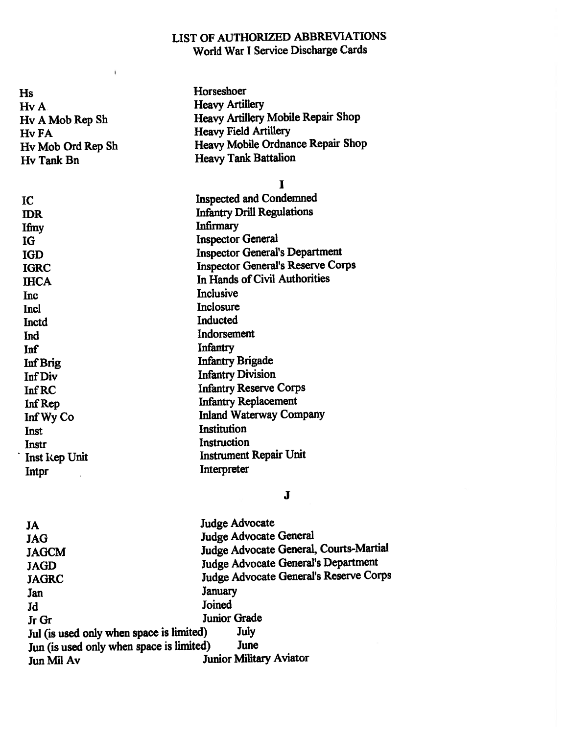# LIST OF AUTHORIZED ABBREVIATIONS
## World War I Service Discharge Cards

| | |
|---|---|
| Hs | Horseshoer |
| Hv A | Heavy Artillery |
| Hv A Mob Rep Sh | Heavy Artillery Mobile Repair Shop |
| Hv FA | Heavy Field Artillery |
| Hv Mob Ord Rep Sh | Heavy Mobile Ordnance Repair Shop |
| Hv Tank Bn | Heavy Tank Battalion |

### I

| | |
|---|---|
| IC | Inspected and Condemned |
| IDR | Infantry Drill Regulations |
| Ifmy | Infirmary |
| IG | Inspector General |
| IGD | Inspector General's Department |
| IGRC | Inspector General's Reserve Corps |
| IHCA | In Hands of Civil Authorities |
| Inc | Inclusive |
| Incl | Inclosure |
| Inctd | Inducted |
| Ind | Indorsement |
| Inf | Infantry |
| Inf Brig | Infantry Brigade |
| Inf Div | Infantry Division |
| Inf RC | Infantry Reserve Corps |
| Inf Rep | Infantry Replacement |
| Inf Wy Co | Inland Waterway Company |
| Inst | Institution |
| Instr | Instruction |
| Inst Rep Unit | Instrument Repair Unit |
| Intpr | Interpreter |

### J

| | |
|---|---|
| JA | Judge Advocate |
| JAG | Judge Advocate General |
| JAGCM | Judge Advocate General, Courts-Martial |
| JAGD | Judge Advocate General's Department |
| JAGRC | Judge Advocate General's Reserve Corps |
| Jan | January |
| Jd | Joined |
| Jr Gr | Junior Grade |
| Jul (is used only when space is limited) | July |
| Jun (is used only when space is limited) | June |
| Jun Mil Av | Junior Military Aviator |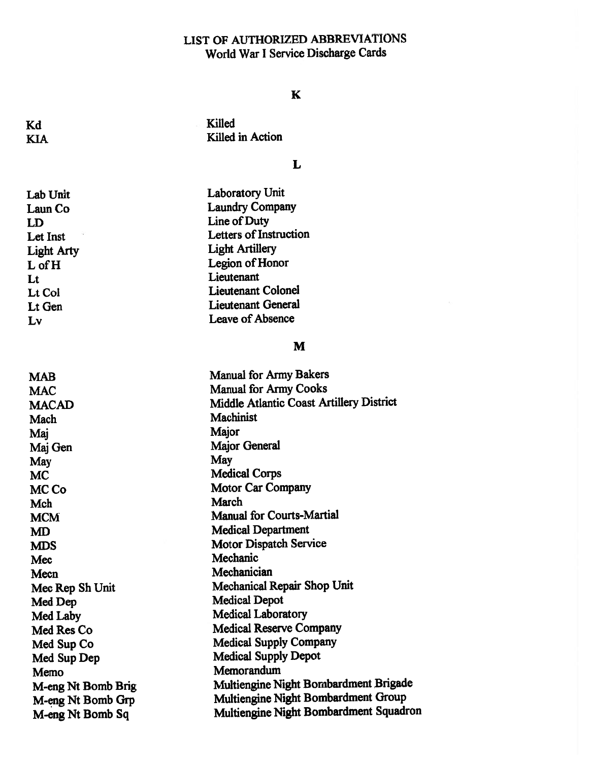# LIST OF AUTHORIZED ABBREVIATIONS
## World War I Service Discharge Cards

### K

| | |
|---|---|
| Kd | Killed |
| KIA | Killed in Action |

### L

| | |
|---|---|
| Lab Unit | Laboratory Unit |
| Laun Co | Laundry Company |
| LD | Line of Duty |
| Let Inst | Letters of Instruction |
| Light Arty | Light Artillery |
| L of H | Legion of Honor |
| Lt | Lieutenant |
| Lt Col | Lieutenant Colonel |
| Lt Gen | Lieutenant General |
| Lv | Leave of Absence |

### M

| | |
|---|---|
| MAB | Manual for Army Bakers |
| MAC | Manual for Army Cooks |
| MACAD | Middle Atlantic Coast Artillery District |
| Mach | Machinist |
| Maj | Major |
| Maj Gen | Major General |
| May | May |
| MC | Medical Corps |
| MC Co | Motor Car Company |
| Mch | March |
| MCM | Manual for Courts-Martial |
| MD | Medical Department |
| MDS | Motor Dispatch Service |
| Mec | Mechanic |
| Mecn | Mechanician |
| Mec Rep Sh Unit | Mechanical Repair Shop Unit |
| Med Dep | Medical Depot |
| Med Laby | Medical Laboratory |
| Med Res Co | Medical Reserve Company |
| Med Sup Co | Medical Supply Company |
| Med Sup Dep | Medical Supply Depot |
| Memo | Memorandum |
| M-eng Nt Bomb Brig | Multiengine Night Bombardment Brigade |
| M-eng Nt Bomb Grp | Multiengine Night Bombardment Group |
| M-eng Nt Bomb Sq | Multiengine Night Bombardment Squadron |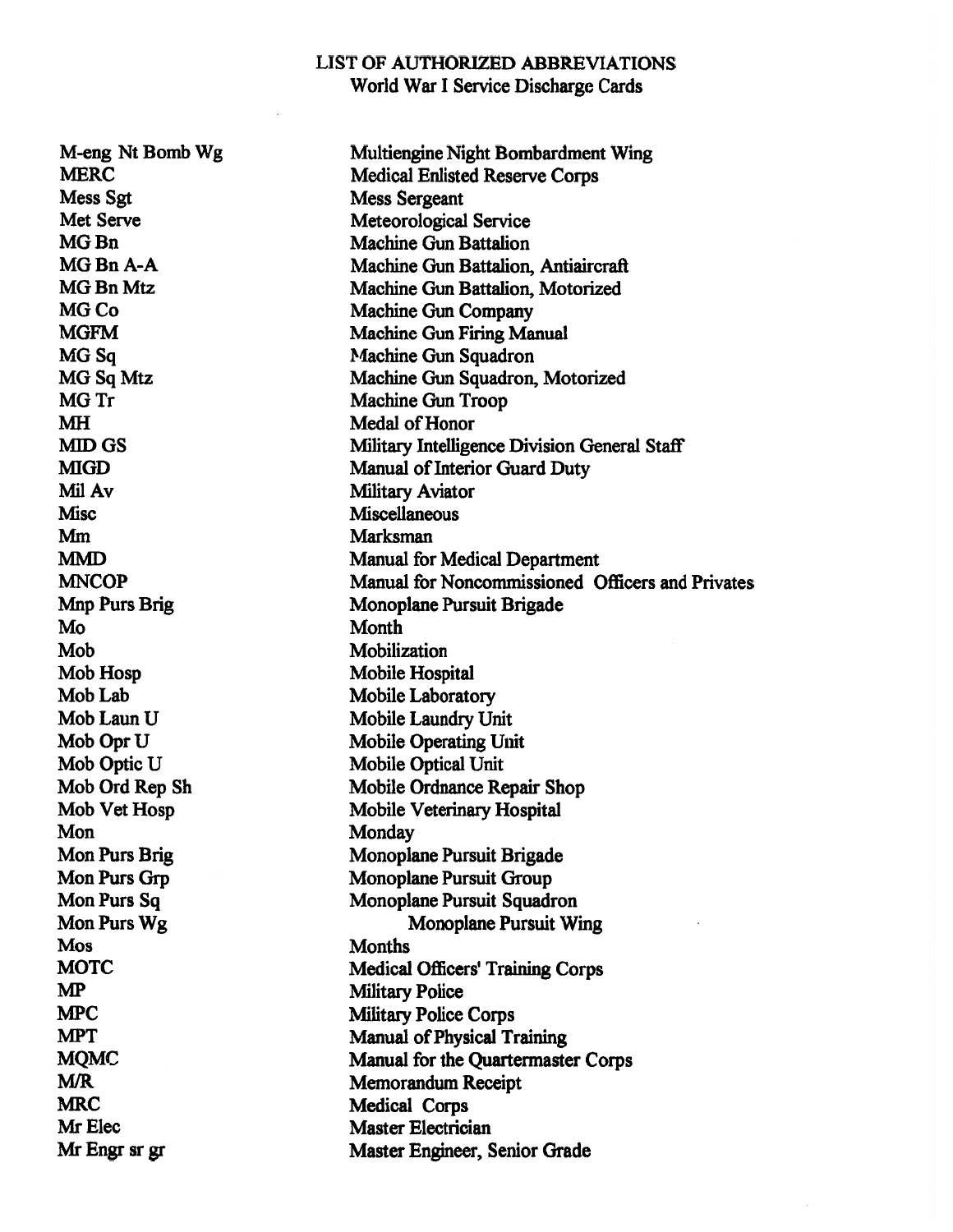# LIST OF AUTHORIZED ABBREVIATIONS
## World War I Service Discharge Cards

| | |
|---|---|
| M-eng Nt Bomb Wg | Multiengine Night Bombardment Wing |
| MERC | Medical Enlisted Reserve Corps |
| Mess Sgt | Mess Sergeant |
| Met Serve | Meteorological Service |
| MG Bn | Machine Gun Battalion |
| MG Bn A-A | Machine Gun Battalion, Antiaircraft |
| MG Bn Mtz | Machine Gun Battalion, Motorized |
| MG Co | Machine Gun Company |
| MGFM | Machine Gun Firing Manual |
| MG Sq | Machine Gun Squadron |
| MG Sq Mtz | Machine Gun Squadron, Motorized |
| MG Tr | Machine Gun Troop |
| MH | Medal of Honor |
| MID GS | Military Intelligence Division General Staff |
| MIGD | Manual of Interior Guard Duty |
| Mil Av | Military Aviator |
| Misc | Miscellaneous |
| Mm | Marksman |
| MMD | Manual for Medical Department |
| MNCOP | Manual for Noncommissioned Officers and Privates |
| Mnp Purs Brig | Monoplane Pursuit Brigade |
| Mo | Month |
| Mob | Mobilization |
| Mob Hosp | Mobile Hospital |
| Mob Lab | Mobile Laboratory |
| Mob Laun U | Mobile Laundry Unit |
| Mob Opr U | Mobile Operating Unit |
| Mob Optic U | Mobile Optical Unit |
| Mob Ord Rep Sh | Mobile Ordnance Repair Shop |
| Mob Vet Hosp | Mobile Veterinary Hospital |
| Mon | Monday |
| Mon Purs Brig | Monoplane Pursuit Brigade |
| Mon Purs Grp | Monoplane Pursuit Group |
| Mon Purs Sq | Monoplane Pursuit Squadron |
| Mon Purs Wg | Monoplane Pursuit Wing |
| Mos | Months |
| MOTC | Medical Officers' Training Corps |
| MP | Military Police |
| MPC | Military Police Corps |
| MPT | Manual of Physical Training |
| MQMC | Manual for the Quartermaster Corps |
| M/R | Memorandum Receipt |
| MRC | Medical Corps |
| Mr Elec | Master Electrician |
| Mr Engr sr gr | Master Engineer, Senior Grade |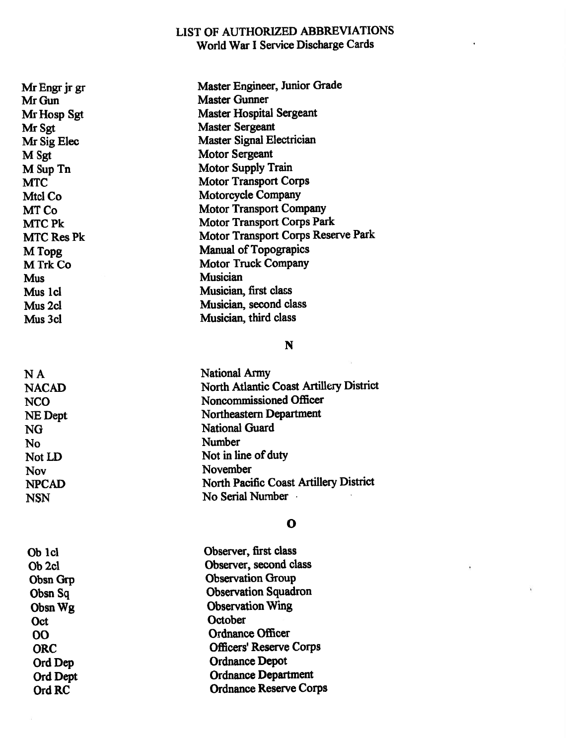# LIST OF AUTHORIZED ABBREVIATIONS
## World War I Service Discharge Cards

| | |
|---|---|
| Mr Engr jr gr | Master Engineer, Junior Grade |
| Mr Gun | Master Gunner |
| Mr Hosp Sgt | Master Hospital Sergeant |
| Mr Sgt | Master Sergeant |
| Mr Sig Elec | Master Signal Electrician |
| M Sgt | Motor Sergeant |
| M Sup Tn | Motor Supply Train |
| MTC | Motor Transport Corps |
| Mtcl Co | Motorcycle Company |
| MT Co | Motor Transport Company |
| MTC Pk | Motor Transport Corps Park |
| MTC Res Pk | Motor Transport Corps Reserve Park |
| M Topg | Manual of Topograpics |
| M Trk Co | Motor Truck Company |
| Mus | Musician |
| Mus 1cl | Musician, first class |
| Mus 2cl | Musician, second class |
| Mus 3cl | Musician, third class |

### N

| | |
|---|---|
| N A | National Army |
| NACAD | North Atlantic Coast Artillery District |
| NCO | Noncommissioned Officer |
| NE Dept | Northeastern Department |
| NG | National Guard |
| No | Number |
| Not LD | Not in line of duty |
| Nov | November |
| NPCAD | North Pacific Coast Artillery District |
| NSN | No Serial Number |

### O

| | |
|---|---|
| Ob 1cl | Observer, first class |
| Ob 2cl | Observer, second class |
| Obsn Grp | Observation Group |
| Obsn Sq | Observation Squadron |
| Obsn Wg | Observation Wing |
| Oct | October |
| OO | Ordnance Officer |
| ORC | Officers' Reserve Corps |
| Ord Dep | Ordnance Depot |
| Ord Dept | Ordnance Department |
| Ord RC | Ordnance Reserve Corps |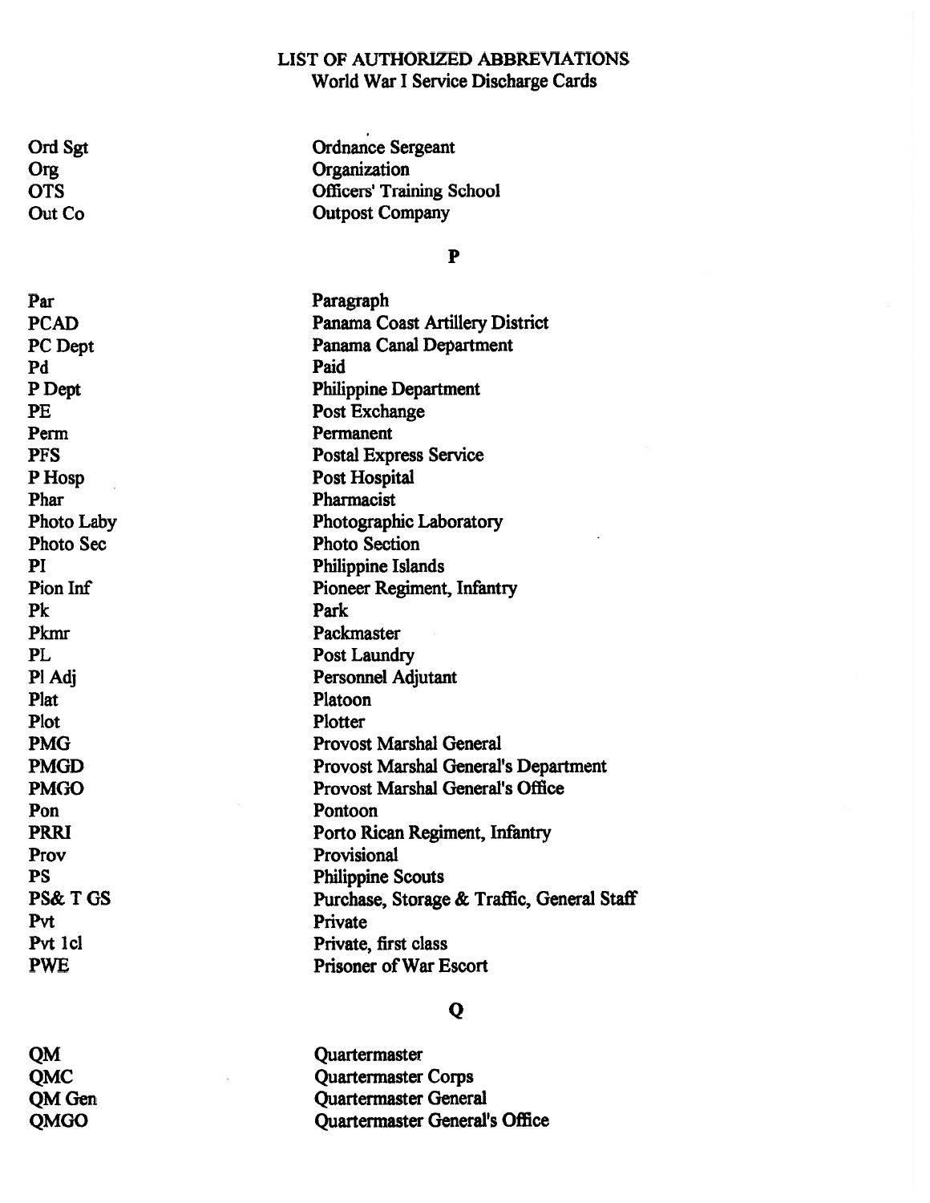# LIST OF AUTHORIZED ABBREVIATIONS
## World War I Service Discharge Cards

| | |
|---|---|
| Ord Sgt | Ordnance Sergeant |
| Org | Organization |
| OTS | Officers' Training School |
| Out Co | Outpost Company |

### P

| | |
|---|---|
| Par | Paragraph |
| PCAD | Panama Coast Artillery District |
| PC Dept | Panama Canal Department |
| Pd | Paid |
| P Dept | Philippine Department |
| PE | Post Exchange |
| Perm | Permanent |
| PFS | Postal Express Service |
| P Hosp | Post Hospital |
| Phar | Pharmacist |
| Photo Laby | Photographic Laboratory |
| Photo Sec | Photo Section |
| PI | Philippine Islands |
| Pion Inf | Pioneer Regiment, Infantry |
| Pk | Park |
| Pkmr | Packmaster |
| PL | Post Laundry |
| Pl Adj | Personnel Adjutant |
| Plat | Platoon |
| Plot | Plotter |
| PMG | Provost Marshal General |
| PMGD | Provost Marshal General's Department |
| PMGO | Provost Marshal General's Office |
| Pon | Pontoon |
| PRRI | Porto Rican Regiment, Infantry |
| Prov | Provisional |
| PS | Philippine Scouts |
| PS& T GS | Purchase, Storage & Traffic, General Staff |
| Pvt | Private |
| Pvt 1cl | Private, first class |
| PWE | Prisoner of War Escort |

### Q

| | |
|---|---|
| QM | Quartermaster |
| QMC | Quartermaster Corps |
| QM Gen | Quartermaster General |
| QMGO | Quartermaster General's Office |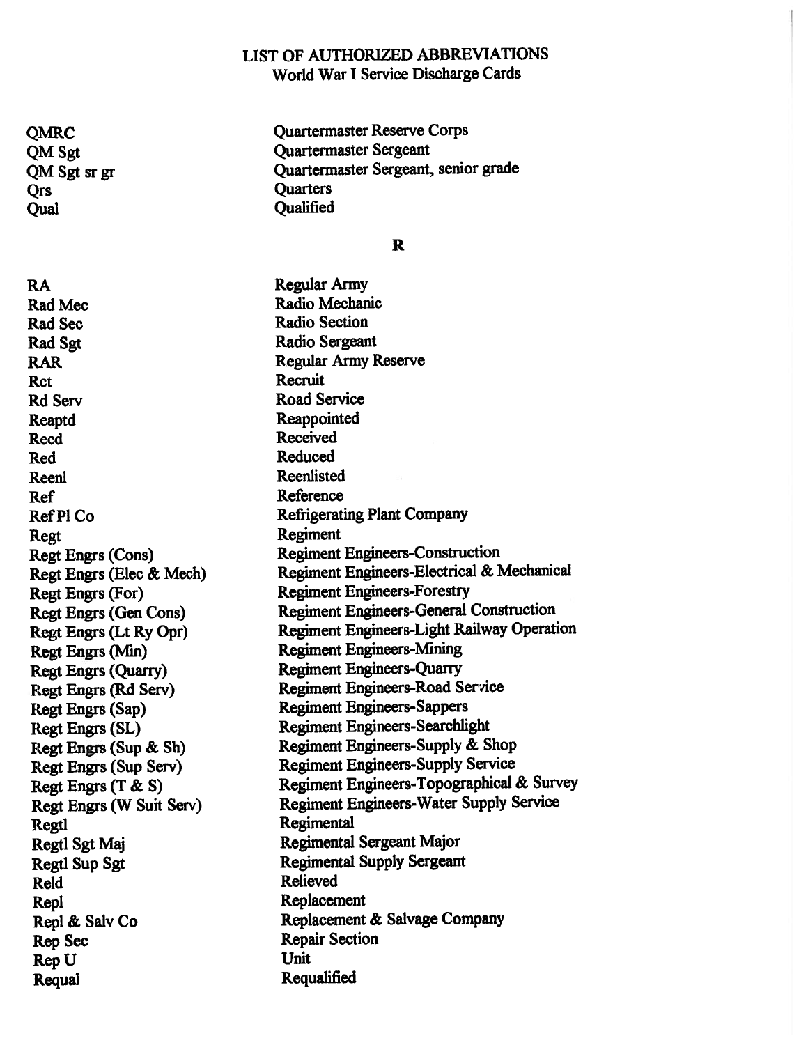# LIST OF AUTHORIZED ABBREVIATIONS
## World War I Service Discharge Cards

| | |
|---|---|
| QMRC | Quartermaster Reserve Corps |
| QM Sgt | Quartermaster Sergeant |
| QM Sgt sr gr | Quartermaster Sergeant, senior grade |
| Qrs | Quarters |
| Qual | Qualified |

**R**

| | |
|---|---|
| RA | Regular Army |
| Rad Mec | Radio Mechanic |
| Rad Sec | Radio Section |
| Rad Sgt | Radio Sergeant |
| RAR | Regular Army Reserve |
| Rct | Recruit |
| Rd Serv | Road Service |
| Reaptd | Reappointed |
| Recd | Received |
| Red | Reduced |
| Reenl | Reenlisted |
| Ref | Reference |
| Ref Pl Co | Refrigerating Plant Company |
| Regt | Regiment |
| Regt Engrs (Cons) | Regiment Engineers-Construction |
| Regt Engrs (Elec & Mech) | Regiment Engineers-Electrical & Mechanical |
| Regt Engrs (For) | Regiment Engineers-Forestry |
| Regt Engrs (Gen Cons) | Regiment Engineers-General Construction |
| Regt Engrs (Lt Ry Opr) | Regiment Engineers-Light Railway Operation |
| Regt Engrs (Min) | Regiment Engineers-Mining |
| Regt Engrs (Quarry) | Regiment Engineers-Quarry |
| Regt Engrs (Rd Serv) | Regiment Engineers-Road Service |
| Regt Engrs (Sap) | Regiment Engineers-Sappers |
| Regt Engrs (SL) | Regiment Engineers-Searchlight |
| Regt Engrs (Sup & Sh) | Regiment Engineers-Supply & Shop |
| Regt Engrs (Sup Serv) | Regiment Engineers-Supply Service |
| Regt Engrs (T & S) | Regiment Engineers-Topographical & Survey |
| Regt Engrs (W Suit Serv) | Regiment Engineers-Water Supply Service |
| Regtl | Regimental |
| Regtl Sgt Maj | Regimental Sergeant Major |
| Regtl Sup Sgt | Regimental Supply Sergeant |
| Reld | Relieved |
| Repl | Replacement |
| Repl & Salv Co | Replacement & Salvage Company |
| Rep Sec | Repair Section |
| Rep U | Unit |
| Requal | Requalified |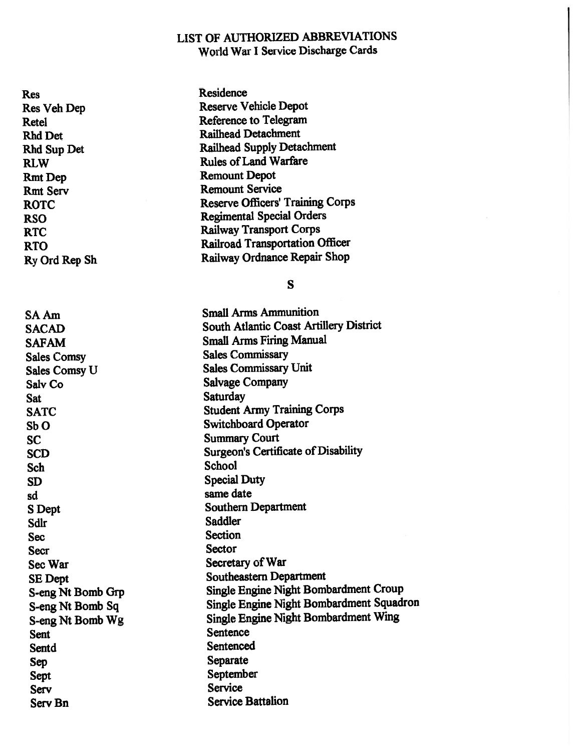# LIST OF AUTHORIZED ABBREVIATIONS
## World War I Service Discharge Cards

| | |
|---|---|
| Res | Residence |
| Res Veh Dep | Reserve Vehicle Depot |
| Retel | Reference to Telegram |
| Rhd Det | Railhead Detachment |
| Rhd Sup Det | Railhead Supply Detachment |
| RLW | Rules of Land Warfare |
| Rmt Dep | Remount Depot |
| Rmt Serv | Remount Service |
| ROTC | Reserve Officers' Training Corps |
| RSO | Regimental Special Orders |
| RTC | Railway Transport Corps |
| RTO | Railroad Transportation Officer |
| Ry Ord Rep Sh | Railway Ordnance Repair Shop |

## S

| | |
|---|---|
| SA Am | Small Arms Ammunition |
| SACAD | South Atlantic Coast Artillery District |
| SAFAM | Small Arms Firing Manual |
| Sales Comsy | Sales Commissary |
| Sales Comsy U | Sales Commissary Unit |
| Salv Co | Salvage Company |
| Sat | Saturday |
| SATC | Student Army Training Corps |
| Sb O | Switchboard Operator |
| SC | Summary Court |
| SCD | Surgeon's Certificate of Disability |
| Sch | School |
| SD | Special Duty |
| sd | same date |
| S Dept | Southern Department |
| Sdlr | Saddler |
| Sec | Section |
| Secr | Sector |
| Sec War | Secretary of War |
| SE Dept | Southeastern Department |
| S-eng Nt Bomb Grp | Single Engine Night Bombardment Croup |
| S-eng Nt Bomb Sq | Single Engine Night Bombardment Squadron |
| S-eng Nt Bomb Wg | Single Engine Night Bombardment Wing |
| Sent | Sentence |
| Sentd | Sentenced |
| Sep | Separate |
| Sept | September |
| Serv | Service |
| Serv Bn | Service Battalion |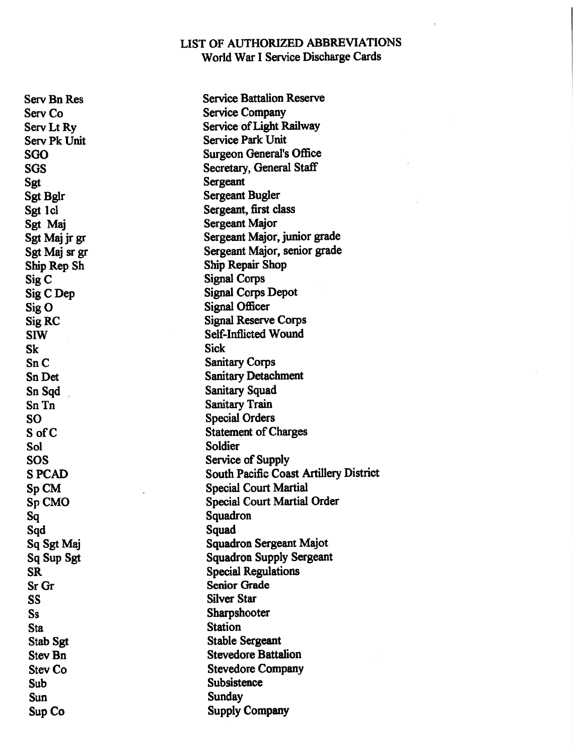# LIST OF AUTHORIZED ABBREVIATIONS
## World War I Service Discharge Cards

| | |
|---|---|
| Serv Bn Res | Service Battalion Reserve |
| Serv Co | Service Company |
| Serv Lt Ry | Service of Light Railway |
| Serv Pk Unit | Service Park Unit |
| SGO | Surgeon General's Office |
| SGS | Secretary, General Staff |
| Sgt | Sergeant |
| Sgt Bglr | Sergeant Bugler |
| Sgt 1cl | Sergeant, first class |
| Sgt Maj | Sergeant Major |
| Sgt Maj jr gr | Sergeant Major, junior grade |
| Sgt Maj sr gr | Sergeant Major, senior grade |
| Ship Rep Sh | Ship Repair Shop |
| Sig C | Signal Corps |
| Sig C Dep | Signal Corps Depot |
| Sig O | Signal Officer |
| Sig RC | Signal Reserve Corps |
| SIW | Self-Inflicted Wound |
| Sk | Sick |
| Sn C | Sanitary Corps |
| Sn Det | Sanitary Detachment |
| Sn Sqd | Sanitary Squad |
| Sn Tn | Sanitary Train |
| SO | Special Orders |
| S of C | Statement of Charges |
| Sol | Soldier |
| SOS | Service of Supply |
| S PCAD | South Pacific Coast Artillery District |
| Sp CM | Special Court Martial |
| Sp CMO | Special Court Martial Order |
| Sq | Squadron |
| Sqd | Squad |
| Sq Sgt Maj | Squadron Sergeant Majot |
| Sq Sup Sgt | Squadron Supply Sergeant |
| SR | Special Regulations |
| Sr Gr | Senior Grade |
| SS | Silver Star |
| Ss | Sharpshooter |
| Sta | Station |
| Stab Sgt | Stable Sergeant |
| Stev Bn | Stevedore Battalion |
| Stev Co | Stevedore Company |
| Sub | Subsistence |
| Sun | Sunday |
| Sup Co | Supply Company |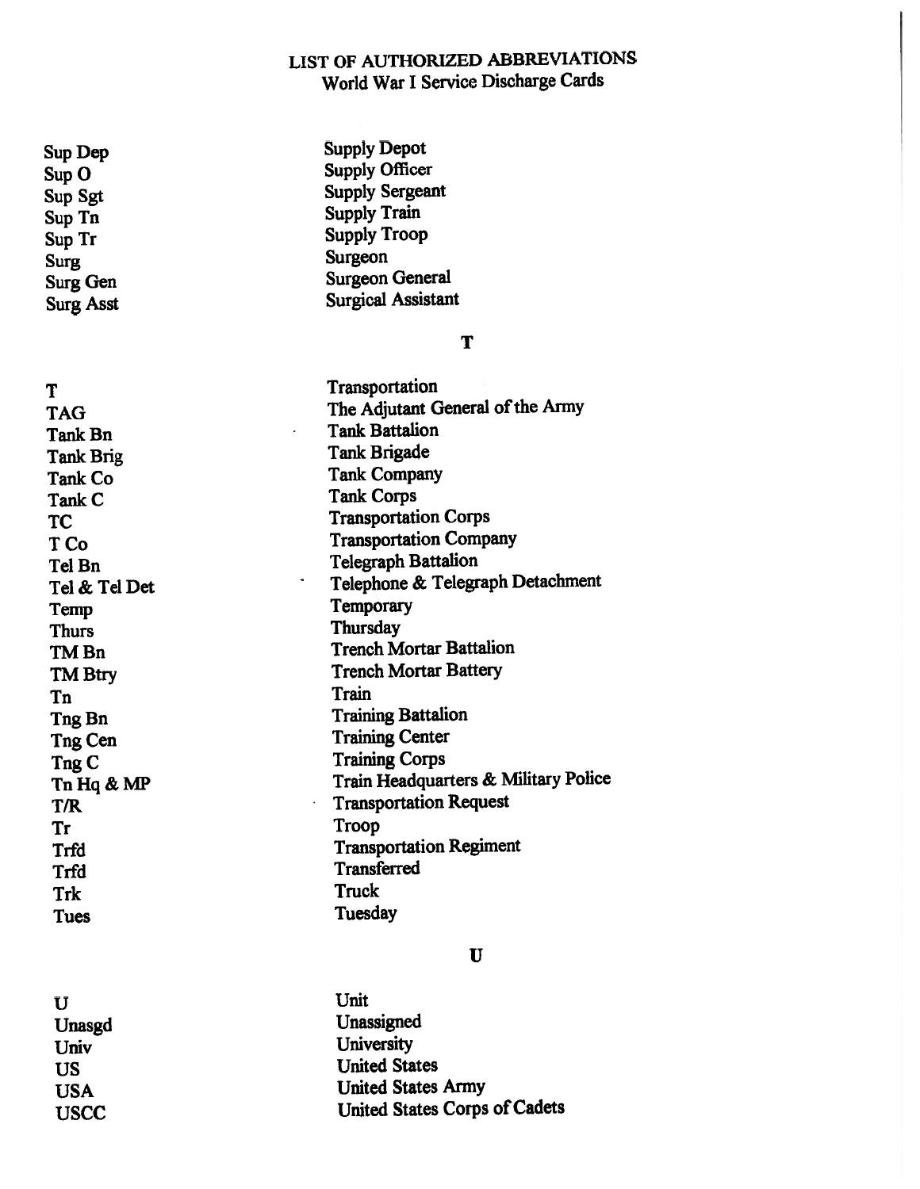# LIST OF AUTHORIZED ABBREVIATIONS
## World War I Service Discharge Cards

| | |
|---|---|
| Sup Dep | Supply Depot |
| Sup O | Supply Officer |
| Sup Sgt | Supply Sergeant |
| Sup Tn | Supply Train |
| Sup Tr | Supply Troop |
| Surg | Surgeon |
| Surg Gen | Surgeon General |
| Surg Asst | Surgical Assistant |

### T

| | |
|---|---|
| T | Transportation |
| TAG | The Adjutant General of the Army |
| Tank Bn | Tank Battalion |
| Tank Brig | Tank Brigade |
| Tank Co | Tank Company |
| Tank C | Tank Corps |
| TC | Transportation Corps |
| T Co | Transportation Company |
| Tel Bn | Telegraph Battalion |
| Tel & Tel Det | Telephone & Telegraph Detachment |
| Temp | Temporary |
| Thurs | Thursday |
| TM Bn | Trench Mortar Battalion |
| TM Btry | Trench Mortar Battery |
| Tn | Train |
| Tng Bn | Training Battalion |
| Tng Cen | Training Center |
| Tng C | Training Corps |
| Tn Hq & MP | Train Headquarters & Military Police |
| T/R | Transportation Request |
| Tr | Troop |
| Trfd | Transportation Regiment |
| Trfd | Transferred |
| Trk | Truck |
| Tues | Tuesday |

### U

| | |
|---|---|
| U | Unit |
| Unasgd | Unassigned |
| Univ | University |
| US | United States |
| USA | United States Army |
| USCC | United States Corps of Cadets |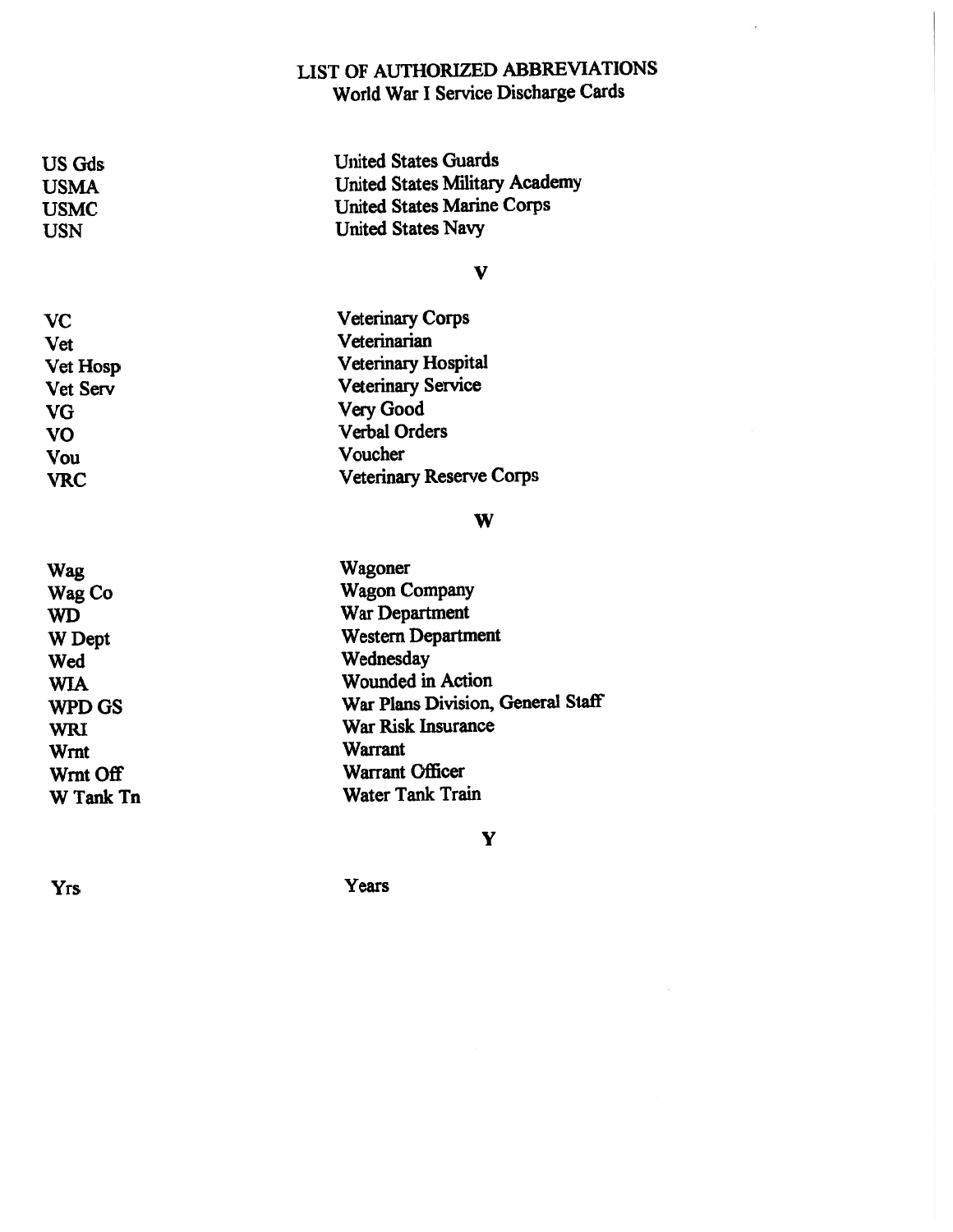# LIST OF AUTHORIZED ABBREVIATIONS
## World War I Service Discharge Cards

| | |
|---|---|
| US Gds | United States Guards |
| USMA | United States Military Academy |
| USMC | United States Marine Corps |
| USN | United States Navy |

### V

| | |
|---|---|
| VC | Veterinary Corps |
| Vet | Veterinarian |
| Vet Hosp | Veterinary Hospital |
| Vet Serv | Veterinary Service |
| VG | Very Good |
| VO | Verbal Orders |
| Vou | Voucher |
| VRC | Veterinary Reserve Corps |

### W

| | |
|---|---|
| Wag | Wagoner |
| Wag Co | Wagon Company |
| WD | War Department |
| W Dept | Western Department |
| Wed | Wednesday |
| WIA | Wounded in Action |
| WPD GS | War Plans Division, General Staff |
| WRI | War Risk Insurance |
| Wrnt | Warrant |
| Wrnt Off | Warrant Officer |
| W Tank Tn | Water Tank Train |

### Y

| | |
|---|---|
| Yrs | Years |